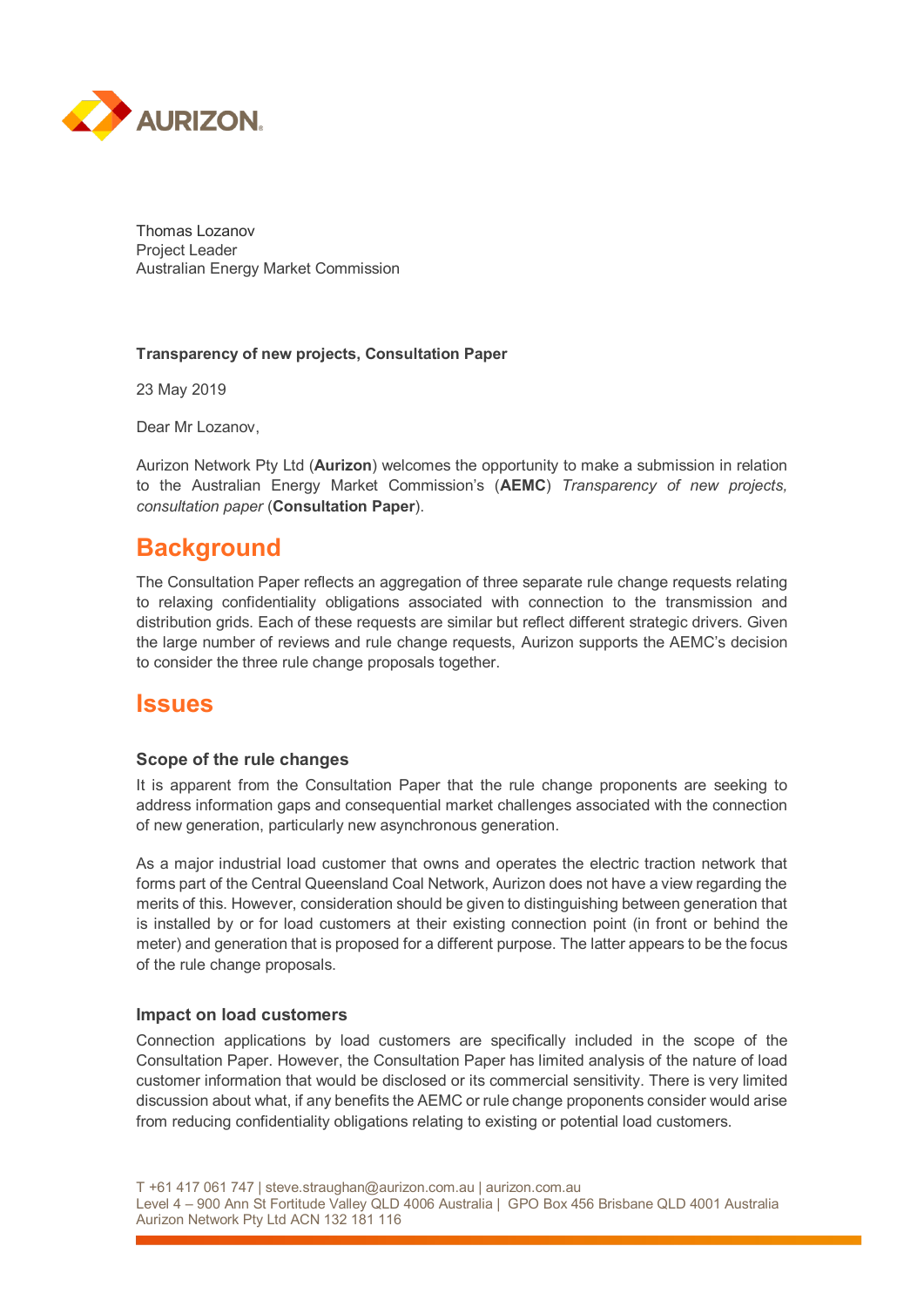Thomas Lozanov
Project Leader
Australian Energy Market Commission

**Transparency of new projects, Consultation Paper**

23 May 2019

Dear Mr Lozanov,

Aurizon Network Pty Ltd (**Aurizon**) welcomes the opportunity to make a submission in relation to the Australian Energy Market Commission's (**AEMC**) *Transparency of new projects, consultation paper* (**Consultation Paper**).

## Background

The Consultation Paper reflects an aggregation of three separate rule change requests relating to relaxing confidentiality obligations associated with connection to the transmission and distribution grids. Each of these requests are similar but reflect different strategic drivers. Given the large number of reviews and rule change requests, Aurizon supports the AEMC's decision to consider the three rule change proposals together.

## Issues

### Scope of the rule changes

It is apparent from the Consultation Paper that the rule change proponents are seeking to address information gaps and consequential market challenges associated with the connection of new generation, particularly new asynchronous generation.

As a major industrial load customer that owns and operates the electric traction network that forms part of the Central Queensland Coal Network, Aurizon does not have a view regarding the merits of this. However, consideration should be given to distinguishing between generation that is installed by or for load customers at their existing connection point (in front or behind the meter) and generation that is proposed for a different purpose. The latter appears to be the focus of the rule change proposals.

### Impact on load customers

Connection applications by load customers are specifically included in the scope of the Consultation Paper. However, the Consultation Paper has limited analysis of the nature of load customer information that would be disclosed or its commercial sensitivity. There is very limited discussion about what, if any benefits the AEMC or rule change proponents consider would arise from reducing confidentiality obligations relating to existing or potential load customers.

T +61 417 061 747 | steve.straughan@aurizon.com.au | aurizon.com.au
Level 4 – 900 Ann St Fortitude Valley QLD 4006 Australia | GPO Box 456 Brisbane QLD 4001 Australia
Aurizon Network Pty Ltd ACN 132 181 116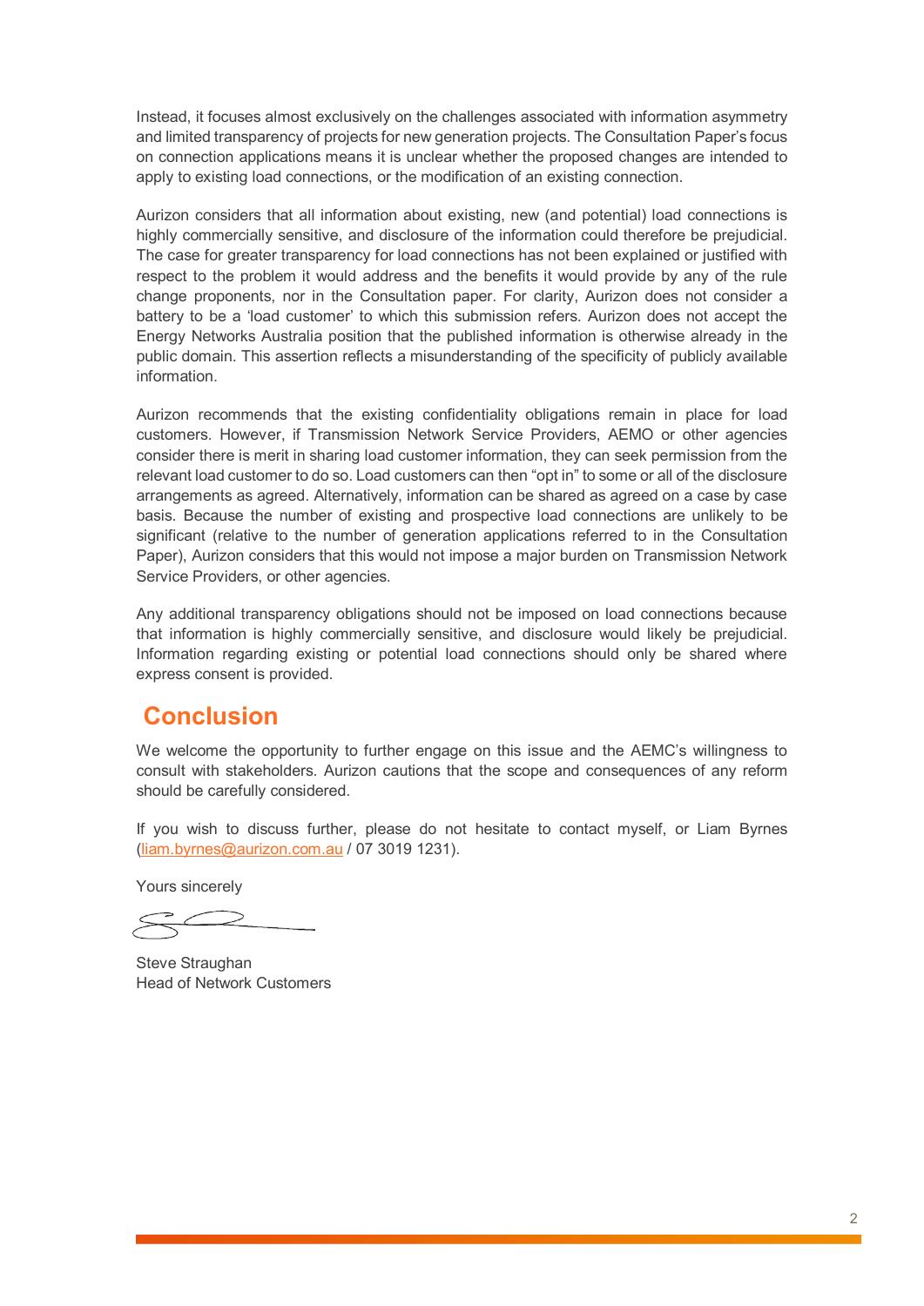Instead, it focuses almost exclusively on the challenges associated with information asymmetry and limited transparency of projects for new generation projects. The Consultation Paper's focus on connection applications means it is unclear whether the proposed changes are intended to apply to existing load connections, or the modification of an existing connection.

Aurizon considers that all information about existing, new (and potential) load connections is highly commercially sensitive, and disclosure of the information could therefore be prejudicial. The case for greater transparency for load connections has not been explained or justified with respect to the problem it would address and the benefits it would provide by any of the rule change proponents, nor in the Consultation paper. For clarity, Aurizon does not consider a battery to be a 'load customer' to which this submission refers. Aurizon does not accept the Energy Networks Australia position that the published information is otherwise already in the public domain. This assertion reflects a misunderstanding of the specificity of publicly available information.

Aurizon recommends that the existing confidentiality obligations remain in place for load customers. However, if Transmission Network Service Providers, AEMO or other agencies consider there is merit in sharing load customer information, they can seek permission from the relevant load customer to do so. Load customers can then "opt in" to some or all of the disclosure arrangements as agreed. Alternatively, information can be shared as agreed on a case by case basis. Because the number of existing and prospective load connections are unlikely to be significant (relative to the number of generation applications referred to in the Consultation Paper), Aurizon considers that this would not impose a major burden on Transmission Network Service Providers, or other agencies.

Any additional transparency obligations should not be imposed on load connections because that information is highly commercially sensitive, and disclosure would likely be prejudicial. Information regarding existing or potential load connections should only be shared where express consent is provided.

## Conclusion

We welcome the opportunity to further engage on this issue and the AEMC's willingness to consult with stakeholders. Aurizon cautions that the scope and consequences of any reform should be carefully considered.

If you wish to discuss further, please do not hesitate to contact myself, or Liam Byrnes (liam.byrnes@aurizon.com.au / 07 3019 1231).

Yours sincerely

Steve Straughan
Head of Network Customers